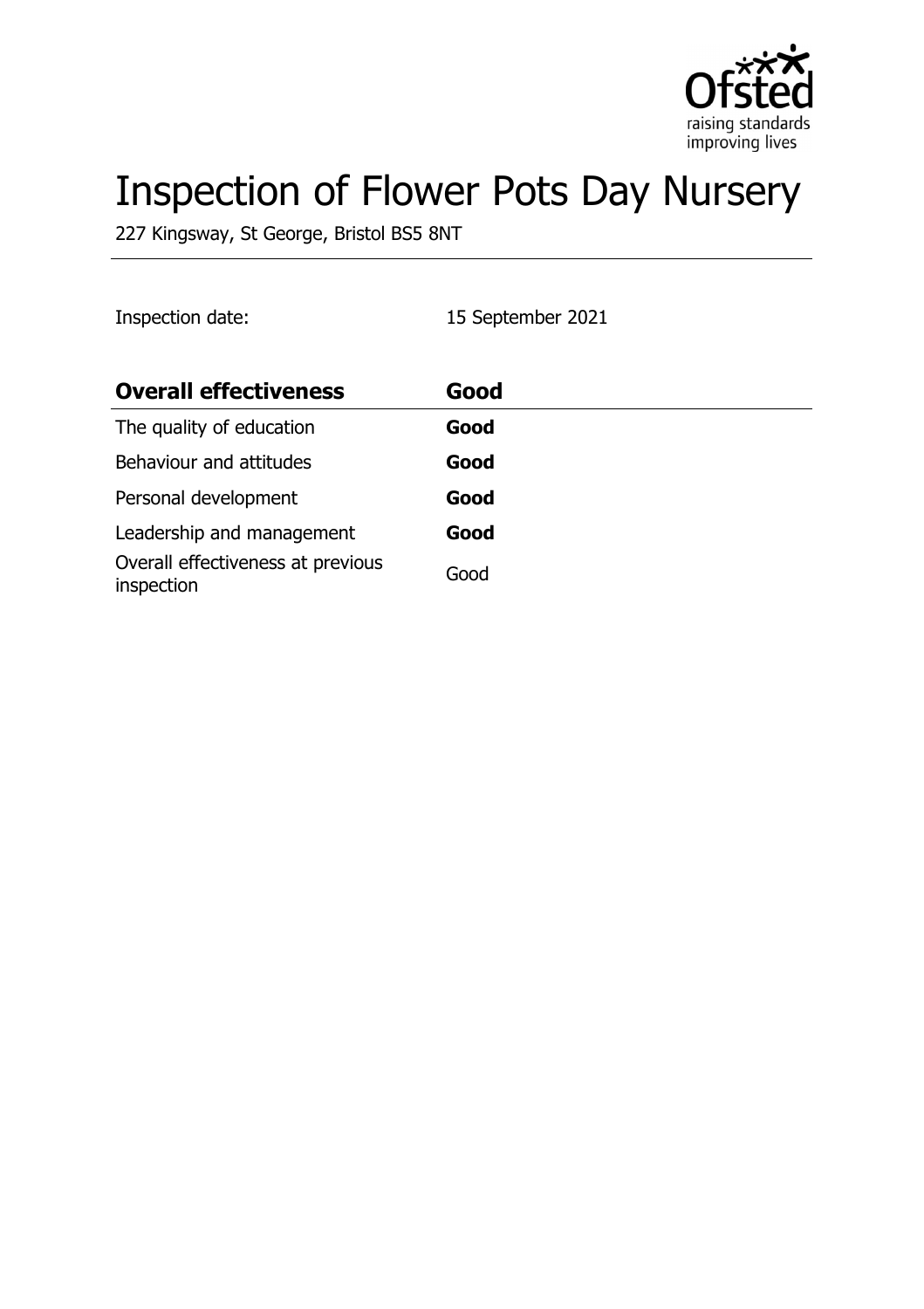# Inspection of Flower Pots Day Nursery

227 Kingsway, St George, Bristol BS5 8NT

Inspection date: 15 September 2021

| | |
|---|---|
| **Overall effectiveness** | **Good** |
| The quality of education | **Good** |
| Behaviour and attitudes | **Good** |
| Personal development | **Good** |
| Leadership and management | **Good** |
| Overall effectiveness at previous inspection | Good |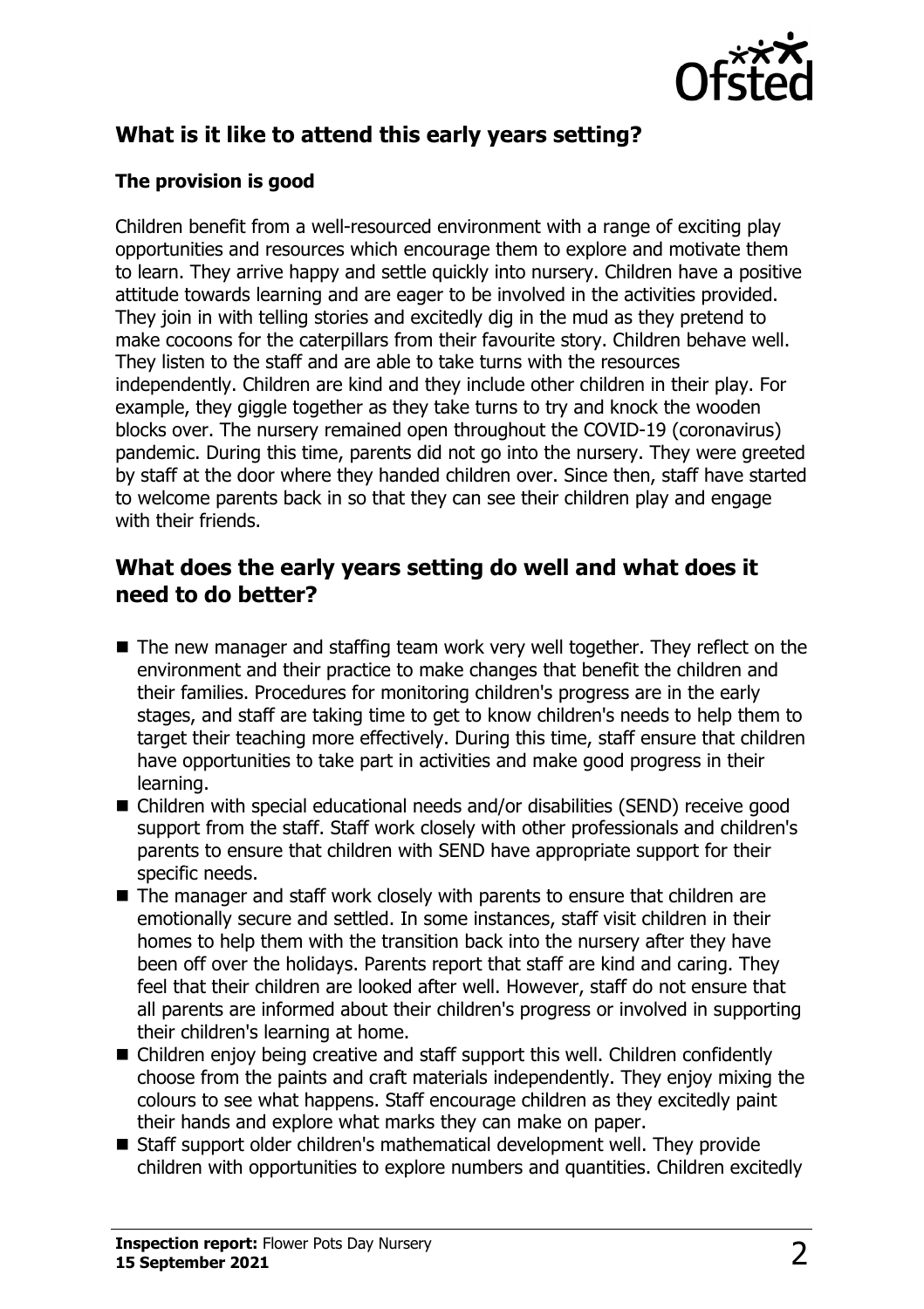## What is it like to attend this early years setting?

### The provision is good

Children benefit from a well-resourced environment with a range of exciting play opportunities and resources which encourage them to explore and motivate them to learn. They arrive happy and settle quickly into nursery. Children have a positive attitude towards learning and are eager to be involved in the activities provided. They join in with telling stories and excitedly dig in the mud as they pretend to make cocoons for the caterpillars from their favourite story. Children behave well. They listen to the staff and are able to take turns with the resources independently. Children are kind and they include other children in their play. For example, they giggle together as they take turns to try and knock the wooden blocks over. The nursery remained open throughout the COVID-19 (coronavirus) pandemic. During this time, parents did not go into the nursery. They were greeted by staff at the door where they handed children over. Since then, staff have started to welcome parents back in so that they can see their children play and engage with their friends.

## What does the early years setting do well and what does it need to do better?

- The new manager and staffing team work very well together. They reflect on the environment and their practice to make changes that benefit the children and their families. Procedures for monitoring children's progress are in the early stages, and staff are taking time to get to know children's needs to help them to target their teaching more effectively. During this time, staff ensure that children have opportunities to take part in activities and make good progress in their learning.
- Children with special educational needs and/or disabilities (SEND) receive good support from the staff. Staff work closely with other professionals and children's parents to ensure that children with SEND have appropriate support for their specific needs.
- The manager and staff work closely with parents to ensure that children are emotionally secure and settled. In some instances, staff visit children in their homes to help them with the transition back into the nursery after they have been off over the holidays. Parents report that staff are kind and caring. They feel that their children are looked after well. However, staff do not ensure that all parents are informed about their children's progress or involved in supporting their children's learning at home.
- Children enjoy being creative and staff support this well. Children confidently choose from the paints and craft materials independently. They enjoy mixing the colours to see what happens. Staff encourage children as they excitedly paint their hands and explore what marks they can make on paper.
- Staff support older children's mathematical development well. They provide children with opportunities to explore numbers and quantities. Children excitedly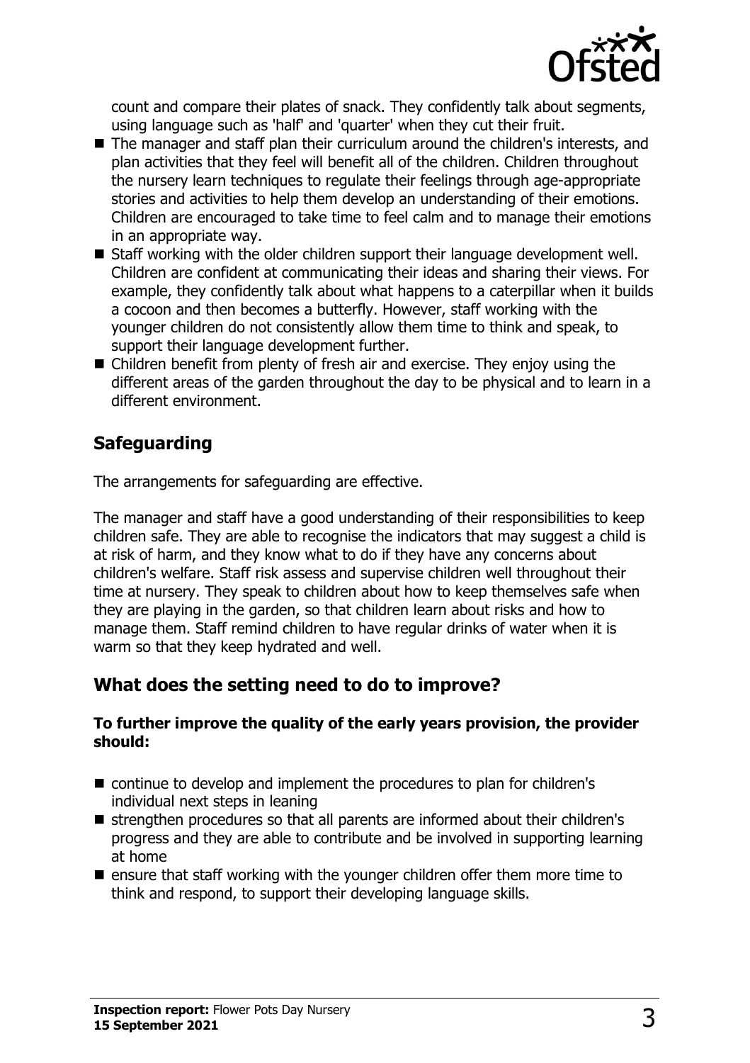count and compare their plates of snack. They confidently talk about segments, using language such as 'half' and 'quarter' when they cut their fruit.

- The manager and staff plan their curriculum around the children's interests, and plan activities that they feel will benefit all of the children. Children throughout the nursery learn techniques to regulate their feelings through age-appropriate stories and activities to help them develop an understanding of their emotions. Children are encouraged to take time to feel calm and to manage their emotions in an appropriate way.
- Staff working with the older children support their language development well. Children are confident at communicating their ideas and sharing their views. For example, they confidently talk about what happens to a caterpillar when it builds a cocoon and then becomes a butterfly. However, staff working with the younger children do not consistently allow them time to think and speak, to support their language development further.
- Children benefit from plenty of fresh air and exercise. They enjoy using the different areas of the garden throughout the day to be physical and to learn in a different environment.

## Safeguarding

The arrangements for safeguarding are effective.

The manager and staff have a good understanding of their responsibilities to keep children safe. They are able to recognise the indicators that may suggest a child is at risk of harm, and they know what to do if they have any concerns about children's welfare. Staff risk assess and supervise children well throughout their time at nursery. They speak to children about how to keep themselves safe when they are playing in the garden, so that children learn about risks and how to manage them. Staff remind children to have regular drinks of water when it is warm so that they keep hydrated and well.

## What does the setting need to do to improve?

**To further improve the quality of the early years provision, the provider should:**

- continue to develop and implement the procedures to plan for children's individual next steps in leaning
- strengthen procedures so that all parents are informed about their children's progress and they are able to contribute and be involved in supporting learning at home
- ensure that staff working with the younger children offer them more time to think and respond, to support their developing language skills.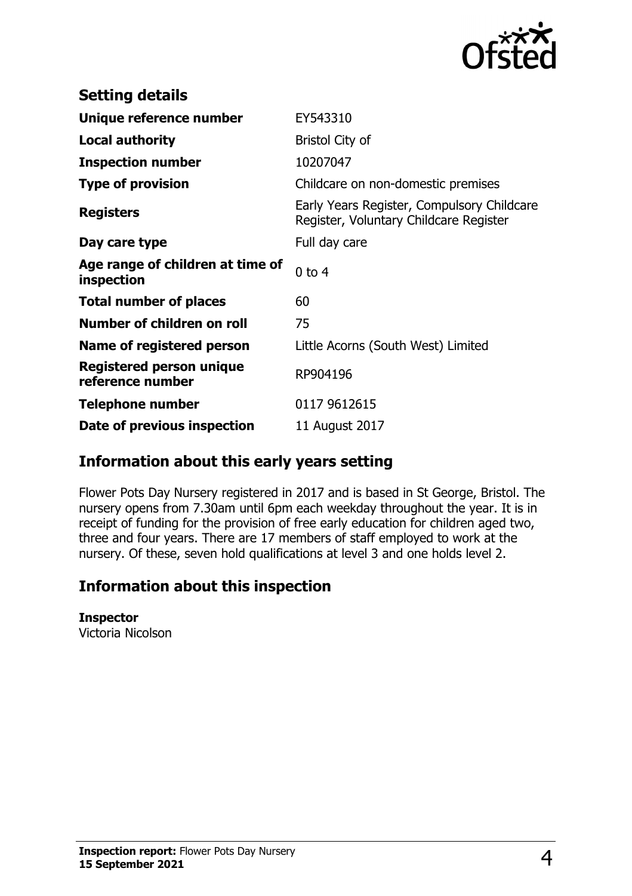## Setting details

| | |
|---|---|
| **Unique reference number** | EY543310 |
| **Local authority** | Bristol City of |
| **Inspection number** | 10207047 |
| **Type of provision** | Childcare on non-domestic premises |
| **Registers** | Early Years Register, Compulsory Childcare Register, Voluntary Childcare Register |
| **Day care type** | Full day care |
| **Age range of children at time of inspection** | 0 to 4 |
| **Total number of places** | 60 |
| **Number of children on roll** | 75 |
| **Name of registered person** | Little Acorns (South West) Limited |
| **Registered person unique reference number** | RP904196 |
| **Telephone number** | 0117 9612615 |
| **Date of previous inspection** | 11 August 2017 |

## Information about this early years setting

Flower Pots Day Nursery registered in 2017 and is based in St George, Bristol. The nursery opens from 7.30am until 6pm each weekday throughout the year. It is in receipt of funding for the provision of free early education for children aged two, three and four years. There are 17 members of staff employed to work at the nursery. Of these, seven hold qualifications at level 3 and one holds level 2.

## Information about this inspection

**Inspector**
Victoria Nicolson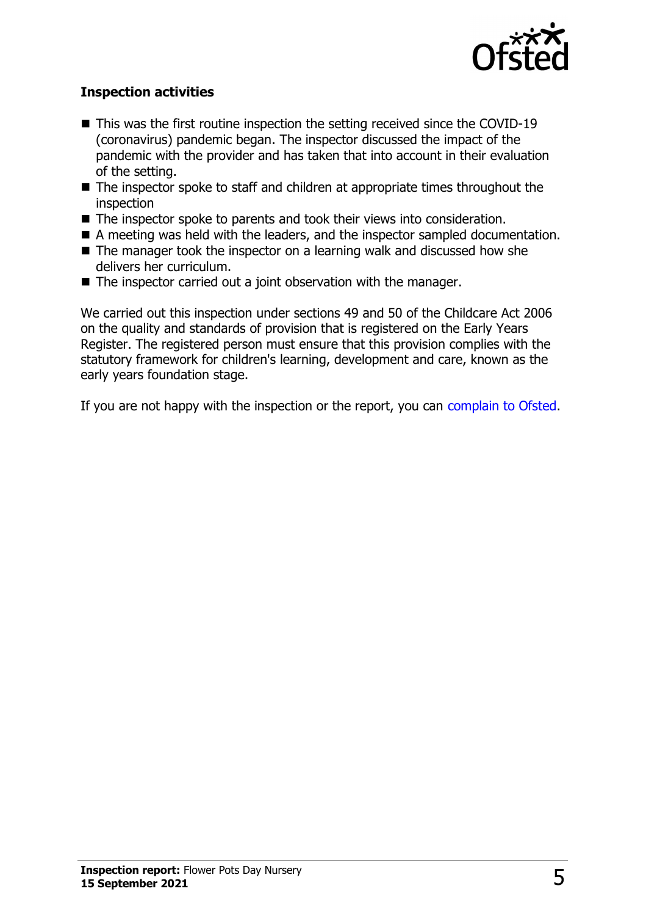### Inspection activities

- This was the first routine inspection the setting received since the COVID-19 (coronavirus) pandemic began. The inspector discussed the impact of the pandemic with the provider and has taken that into account in their evaluation of the setting.
- The inspector spoke to staff and children at appropriate times throughout the inspection
- The inspector spoke to parents and took their views into consideration.
- A meeting was held with the leaders, and the inspector sampled documentation.
- The manager took the inspector on a learning walk and discussed how she delivers her curriculum.
- The inspector carried out a joint observation with the manager.

We carried out this inspection under sections 49 and 50 of the Childcare Act 2006 on the quality and standards of provision that is registered on the Early Years Register. The registered person must ensure that this provision complies with the statutory framework for children's learning, development and care, known as the early years foundation stage.

If you are not happy with the inspection or the report, you can complain to Ofsted.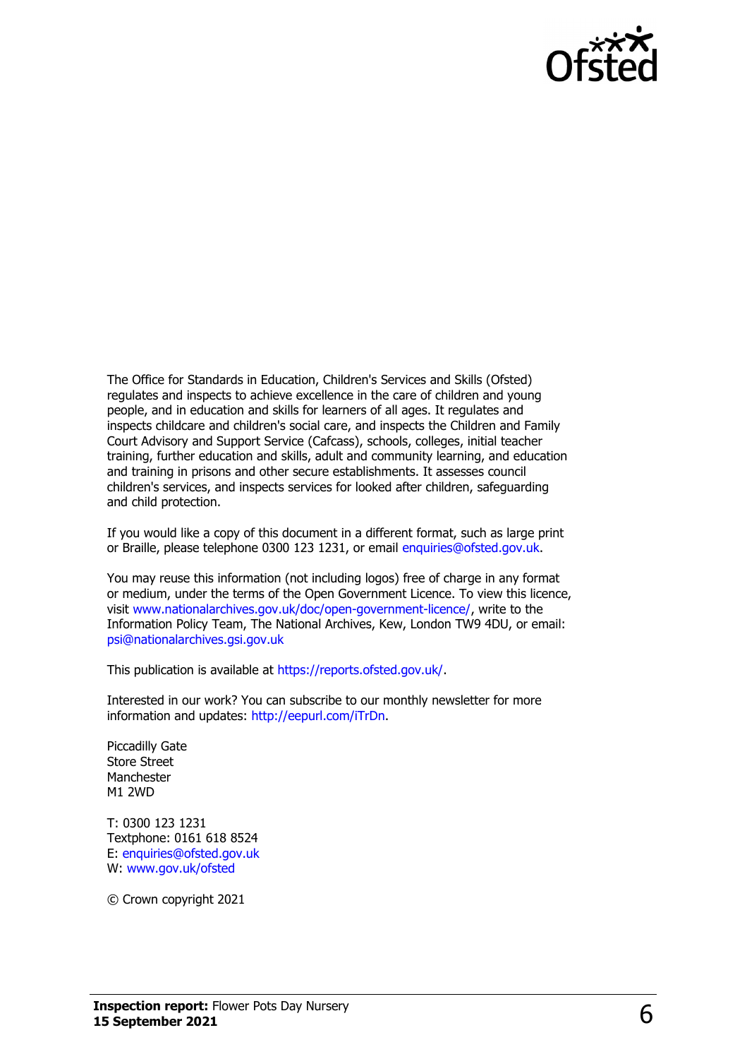The Office for Standards in Education, Children's Services and Skills (Ofsted) regulates and inspects to achieve excellence in the care of children and young people, and in education and skills for learners of all ages. It regulates and inspects childcare and children's social care, and inspects the Children and Family Court Advisory and Support Service (Cafcass), schools, colleges, initial teacher training, further education and skills, adult and community learning, and education and training in prisons and other secure establishments. It assesses council children's services, and inspects services for looked after children, safeguarding and child protection.

If you would like a copy of this document in a different format, such as large print or Braille, please telephone 0300 123 1231, or email enquiries@ofsted.gov.uk.

You may reuse this information (not including logos) free of charge in any format or medium, under the terms of the Open Government Licence. To view this licence, visit www.nationalarchives.gov.uk/doc/open-government-licence/, write to the Information Policy Team, The National Archives, Kew, London TW9 4DU, or email: psi@nationalarchives.gsi.gov.uk

This publication is available at https://reports.ofsted.gov.uk/.

Interested in our work? You can subscribe to our monthly newsletter for more information and updates: http://eepurl.com/iTrDn.

Piccadilly Gate
Store Street
Manchester
M1 2WD

T: 0300 123 1231
Textphone: 0161 618 8524
E: enquiries@ofsted.gov.uk
W: www.gov.uk/ofsted

© Crown copyright 2021